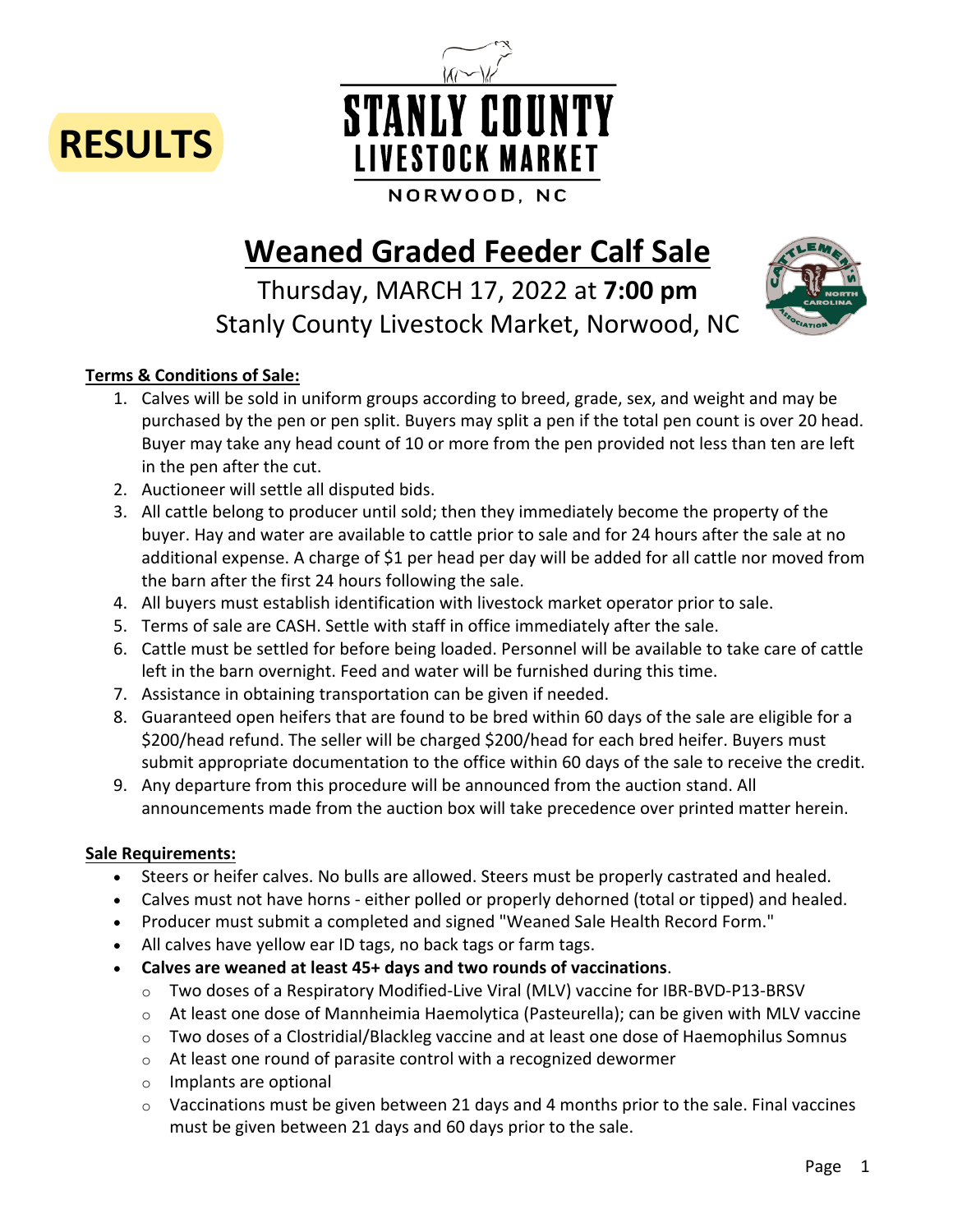RESULTS

# STANLY COUNTY LIVESTOCK MARKET

NORWOOD, NC

# Weaned Graded Feeder Calf Sale

Thursday, MARCH 17, 2022 at **7:00 pm**

Stanly County Livestock Market, Norwood, NC

**Terms & Conditions of Sale:**

1. Calves will be sold in uniform groups according to breed, grade, sex, and weight and may be purchased by the pen or pen split. Buyers may split a pen if the total pen count is over 20 head. Buyer may take any head count of 10 or more from the pen provided not less than ten are left in the pen after the cut.
2. Auctioneer will settle all disputed bids.
3. All cattle belong to producer until sold; then they immediately become the property of the buyer. Hay and water are available to cattle prior to sale and for 24 hours after the sale at no additional expense. A charge of $1 per head per day will be added for all cattle nor moved from the barn after the first 24 hours following the sale.
4. All buyers must establish identification with livestock market operator prior to sale.
5. Terms of sale are CASH. Settle with staff in office immediately after the sale.
6. Cattle must be settled for before being loaded. Personnel will be available to take care of cattle left in the barn overnight. Feed and water will be furnished during this time.
7. Assistance in obtaining transportation can be given if needed.
8. Guaranteed open heifers that are found to be bred within 60 days of the sale are eligible for a $200/head refund. The seller will be charged $200/head for each bred heifer. Buyers must submit appropriate documentation to the office within 60 days of the sale to receive the credit.
9. Any departure from this procedure will be announced from the auction stand. All announcements made from the auction box will take precedence over printed matter herein.

**Sale Requirements:**

- Steers or heifer calves. No bulls are allowed. Steers must be properly castrated and healed.
- Calves must not have horns - either polled or properly dehorned (total or tipped) and healed.
- Producer must submit a completed and signed "Weaned Sale Health Record Form."
- All calves have yellow ear ID tags, no back tags or farm tags.
- **Calves are weaned at least 45+ days and two rounds of vaccinations**.
  - Two doses of a Respiratory Modified-Live Viral (MLV) vaccine for IBR-BVD-P13-BRSV
  - At least one dose of Mannheimia Haemolytica (Pasteurella); can be given with MLV vaccine
  - Two doses of a Clostridial/Blackleg vaccine and at least one dose of Haemophilus Somnus
  - At least one round of parasite control with a recognized dewormer
  - Implants are optional
  - Vaccinations must be given between 21 days and 4 months prior to the sale. Final vaccines must be given between 21 days and 60 days prior to the sale.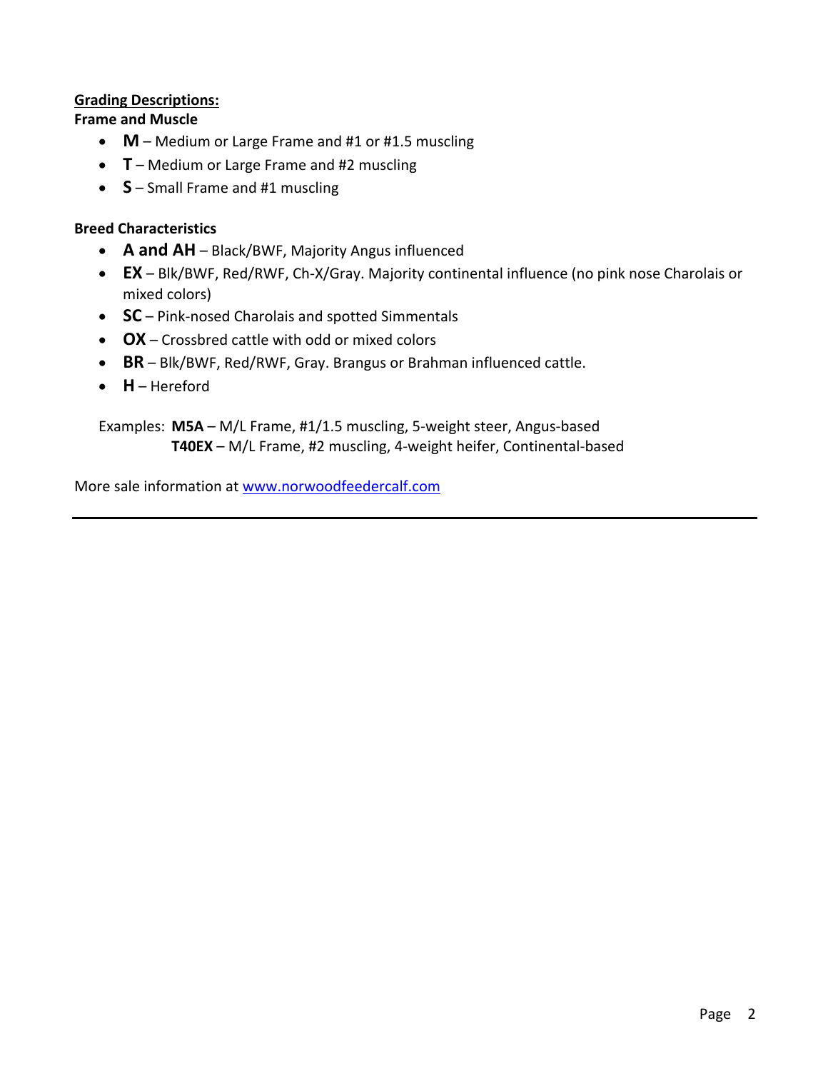**Grading Descriptions:**

**Frame and Muscle**

- **M** – Medium or Large Frame and #1 or #1.5 muscling
- **T** – Medium or Large Frame and #2 muscling
- **S** – Small Frame and #1 muscling

**Breed Characteristics**

- **A and AH** – Black/BWF, Majority Angus influenced
- **EX** – Blk/BWF, Red/RWF, Ch-X/Gray. Majority continental influence (no pink nose Charolais or mixed colors)
- **SC** – Pink-nosed Charolais and spotted Simmentals
- **OX** – Crossbred cattle with odd or mixed colors
- **BR** – Blk/BWF, Red/RWF, Gray. Brangus or Brahman influenced cattle.
- **H** – Hereford

Examples: **M5A** – M/L Frame, #1/1.5 muscling, 5-weight steer, Angus-based
**T40EX** – M/L Frame, #2 muscling, 4-weight heifer, Continental-based

More sale information at www.norwoodfeedercalf.com

---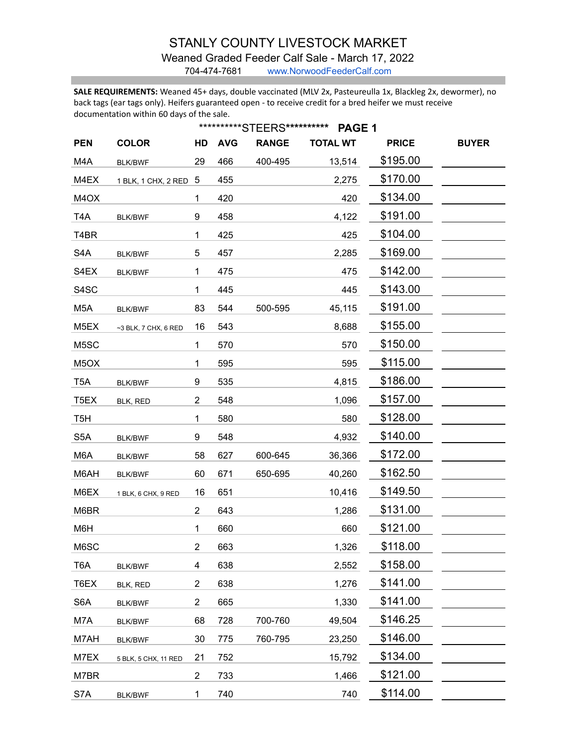# STANLY COUNTY LIVESTOCK MARKET

## Weaned Graded Feeder Calf Sale - March 17, 2022

704-474-7681 www.NorwoodFeederCalf.com

**SALE REQUIREMENTS:** Weaned 45+ days, double vaccinated (MLV 2x, Pasteureulla 1x, Blackleg 2x, dewormer), no back tags (ear tags only). Heifers guaranteed open - to receive credit for a bred heifer we must receive documentation within 60 days of the sale.

**********STEERS********** **PAGE 1**

| PEN | COLOR | HD | AVG | RANGE | TOTAL WT | PRICE | BUYER |
|---|---|---|---|---|---|---|---|
| M4A | BLK/BWF | 29 | 466 | 400-495 | 13,514 | $195.00 | |
| M4EX | 1 BLK, 1 CHX, 2 RED | 5 | 455 | | 2,275 | $170.00 | |
| M4OX | | 1 | 420 | | 420 | $134.00 | |
| T4A | BLK/BWF | 9 | 458 | | 4,122 | $191.00 | |
| T4BR | | 1 | 425 | | 425 | $104.00 | |
| S4A | BLK/BWF | 5 | 457 | | 2,285 | $169.00 | |
| S4EX | BLK/BWF | 1 | 475 | | 475 | $142.00 | |
| S4SC | | 1 | 445 | | 445 | $143.00 | |
| M5A | BLK/BWF | 83 | 544 | 500-595 | 45,115 | $191.00 | |
| M5EX | ~3 BLK, 7 CHX, 6 RED | 16 | 543 | | 8,688 | $155.00 | |
| M5SC | | 1 | 570 | | 570 | $150.00 | |
| M5OX | | 1 | 595 | | 595 | $115.00 | |
| T5A | BLK/BWF | 9 | 535 | | 4,815 | $186.00 | |
| T5EX | BLK, RED | 2 | 548 | | 1,096 | $157.00 | |
| T5H | | 1 | 580 | | 580 | $128.00 | |
| S5A | BLK/BWF | 9 | 548 | | 4,932 | $140.00 | |
| M6A | BLK/BWF | 58 | 627 | 600-645 | 36,366 | $172.00 | |
| M6AH | BLK/BWF | 60 | 671 | 650-695 | 40,260 | $162.50 | |
| M6EX | 1 BLK, 6 CHX, 9 RED | 16 | 651 | | 10,416 | $149.50 | |
| M6BR | | 2 | 643 | | 1,286 | $131.00 | |
| M6H | | 1 | 660 | | 660 | $121.00 | |
| M6SC | | 2 | 663 | | 1,326 | $118.00 | |
| T6A | BLK/BWF | 4 | 638 | | 2,552 | $158.00 | |
| T6EX | BLK, RED | 2 | 638 | | 1,276 | $141.00 | |
| S6A | BLK/BWF | 2 | 665 | | 1,330 | $141.00 | |
| M7A | BLK/BWF | 68 | 728 | 700-760 | 49,504 | $146.25 | |
| M7AH | BLK/BWF | 30 | 775 | 760-795 | 23,250 | $146.00 | |
| M7EX | 5 BLK, 5 CHX, 11 RED | 21 | 752 | | 15,792 | $134.00 | |
| M7BR | | 2 | 733 | | 1,466 | $121.00 | |
| S7A | BLK/BWF | 1 | 740 | | 740 | $114.00 | |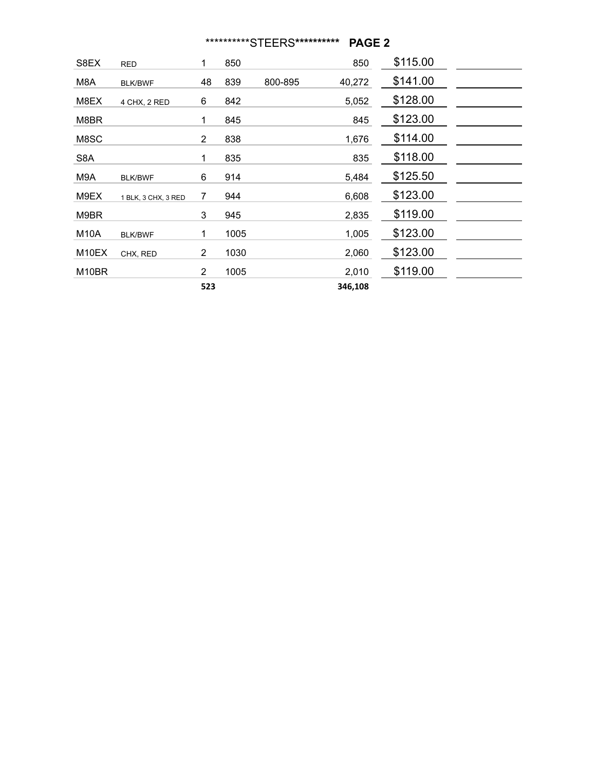**\*\*\*\*\*\*\*\*\*\*STEERS\*\*\*\*\*\*\*\*\*\*   PAGE 2**

| | | | | | | | |
|---|---|---|---|---|---|---|---|
| S8EX | RED | 1 | 850 | | 850 | $115.00 | |
| M8A | BLK/BWF | 48 | 839 | 800-895 | 40,272 | $141.00 | |
| M8EX | 4 CHX, 2 RED | 6 | 842 | | 5,052 | $128.00 | |
| M8BR | | 1 | 845 | | 845 | $123.00 | |
| M8SC | | 2 | 838 | | 1,676 | $114.00 | |
| S8A | | 1 | 835 | | 835 | $118.00 | |
| M9A | BLK/BWF | 6 | 914 | | 5,484 | $125.50 | |
| M9EX | 1 BLK, 3 CHX, 3 RED | 7 | 944 | | 6,608 | $123.00 | |
| M9BR | | 3 | 945 | | 2,835 | $119.00 | |
| M10A | BLK/BWF | 1 | 1005 | | 1,005 | $123.00 | |
| M10EX | CHX, RED | 2 | 1030 | | 2,060 | $123.00 | |
| M10BR | | 2 | 1005 | | 2,010 | $119.00 | |
| | | **523** | | | **346,108** | | |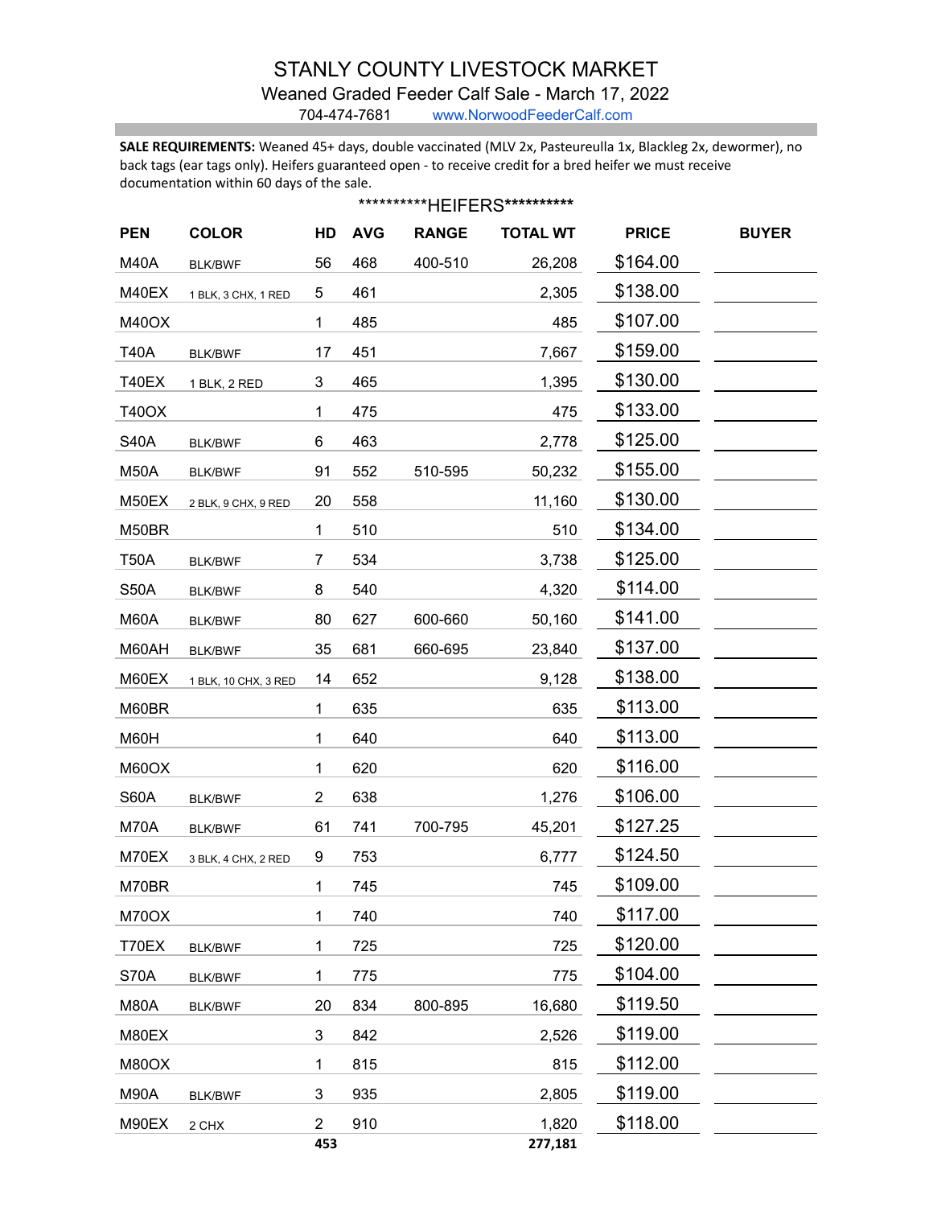# STANLY COUNTY LIVESTOCK MARKET

## Weaned Graded Feeder Calf Sale - March 17, 2022

704-474-7681 www.NorwoodFeederCalf.com

**SALE REQUIREMENTS:** Weaned 45+ days, double vaccinated (MLV 2x, Pasteureulla 1x, Blackleg 2x, dewormer), no back tags (ear tags only). Heifers guaranteed open - to receive credit for a bred heifer we must receive documentation within 60 days of the sale.

**********HEIFERS**********

| PEN | COLOR | HD | AVG | RANGE | TOTAL WT | PRICE | BUYER |
|---|---|---|---|---|---|---|---|
| M40A | BLK/BWF | 56 | 468 | 400-510 | 26,208 | $164.00 | |
| M40EX | 1 BLK, 3 CHX, 1 RED | 5 | 461 | | 2,305 | $138.00 | |
| M40OX | | 1 | 485 | | 485 | $107.00 | |
| T40A | BLK/BWF | 17 | 451 | | 7,667 | $159.00 | |
| T40EX | 1 BLK, 2 RED | 3 | 465 | | 1,395 | $130.00 | |
| T40OX | | 1 | 475 | | 475 | $133.00 | |
| S40A | BLK/BWF | 6 | 463 | | 2,778 | $125.00 | |
| M50A | BLK/BWF | 91 | 552 | 510-595 | 50,232 | $155.00 | |
| M50EX | 2 BLK, 9 CHX, 9 RED | 20 | 558 | | 11,160 | $130.00 | |
| M50BR | | 1 | 510 | | 510 | $134.00 | |
| T50A | BLK/BWF | 7 | 534 | | 3,738 | $125.00 | |
| S50A | BLK/BWF | 8 | 540 | | 4,320 | $114.00 | |
| M60A | BLK/BWF | 80 | 627 | 600-660 | 50,160 | $141.00 | |
| M60AH | BLK/BWF | 35 | 681 | 660-695 | 23,840 | $137.00 | |
| M60EX | 1 BLK, 10 CHX, 3 RED | 14 | 652 | | 9,128 | $138.00 | |
| M60BR | | 1 | 635 | | 635 | $113.00 | |
| M60H | | 1 | 640 | | 640 | $113.00 | |
| M60OX | | 1 | 620 | | 620 | $116.00 | |
| S60A | BLK/BWF | 2 | 638 | | 1,276 | $106.00 | |
| M70A | BLK/BWF | 61 | 741 | 700-795 | 45,201 | $127.25 | |
| M70EX | 3 BLK, 4 CHX, 2 RED | 9 | 753 | | 6,777 | $124.50 | |
| M70BR | | 1 | 745 | | 745 | $109.00 | |
| M70OX | | 1 | 740 | | 740 | $117.00 | |
| T70EX | BLK/BWF | 1 | 725 | | 725 | $120.00 | |
| S70A | BLK/BWF | 1 | 775 | | 775 | $104.00 | |
| M80A | BLK/BWF | 20 | 834 | 800-895 | 16,680 | $119.50 | |
| M80EX | | 3 | 842 | | 2,526 | $119.00 | |
| M80OX | | 1 | 815 | | 815 | $112.00 | |
| M90A | BLK/BWF | 3 | 935 | | 2,805 | $119.00 | |
| M90EX | 2 CHX | 2 | 910 | | 1,820 | $118.00 | |
| | | **453** | | | **277,181** | | |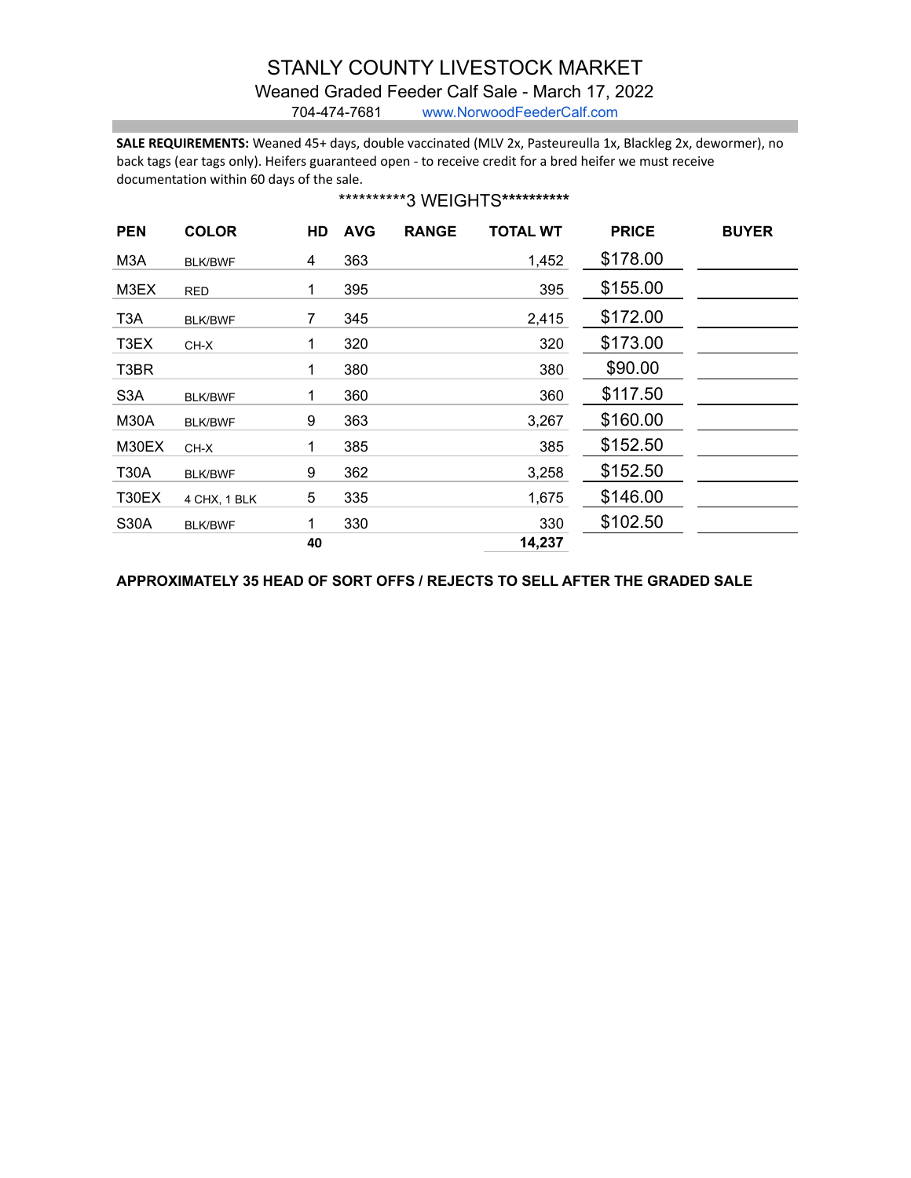# STANLY COUNTY LIVESTOCK MARKET

Weaned Graded Feeder Calf Sale - March 17, 2022

704-474-7681 www.NorwoodFeederCalf.com

**SALE REQUIREMENTS:** Weaned 45+ days, double vaccinated (MLV 2x, Pasteureulla 1x, Blackleg 2x, dewormer), no back tags (ear tags only). Heifers guaranteed open - to receive credit for a bred heifer we must receive documentation within 60 days of the sale.

**********3 WEIGHTS**********

| PEN | COLOR | HD | AVG | RANGE | TOTAL WT | PRICE | BUYER |
|---|---|---|---|---|---|---|---|
| M3A | BLK/BWF | 4 | 363 | | 1,452 | $178.00 | |
| M3EX | RED | 1 | 395 | | 395 | $155.00 | |
| T3A | BLK/BWF | 7 | 345 | | 2,415 | $172.00 | |
| T3EX | CH-X | 1 | 320 | | 320 | $173.00 | |
| T3BR | | 1 | 380 | | 380 | $90.00 | |
| S3A | BLK/BWF | 1 | 360 | | 360 | $117.50 | |
| M30A | BLK/BWF | 9 | 363 | | 3,267 | $160.00 | |
| M30EX | CH-X | 1 | 385 | | 385 | $152.50 | |
| T30A | BLK/BWF | 9 | 362 | | 3,258 | $152.50 | |
| T30EX | 4 CHX, 1 BLK | 5 | 335 | | 1,675 | $146.00 | |
| S30A | BLK/BWF | 1 | 330 | | 330 | $102.50 | |
| | | **40** | | | **14,237** | | |

**APPROXIMATELY 35 HEAD OF SORT OFFS / REJECTS TO SELL AFTER THE GRADED SALE**